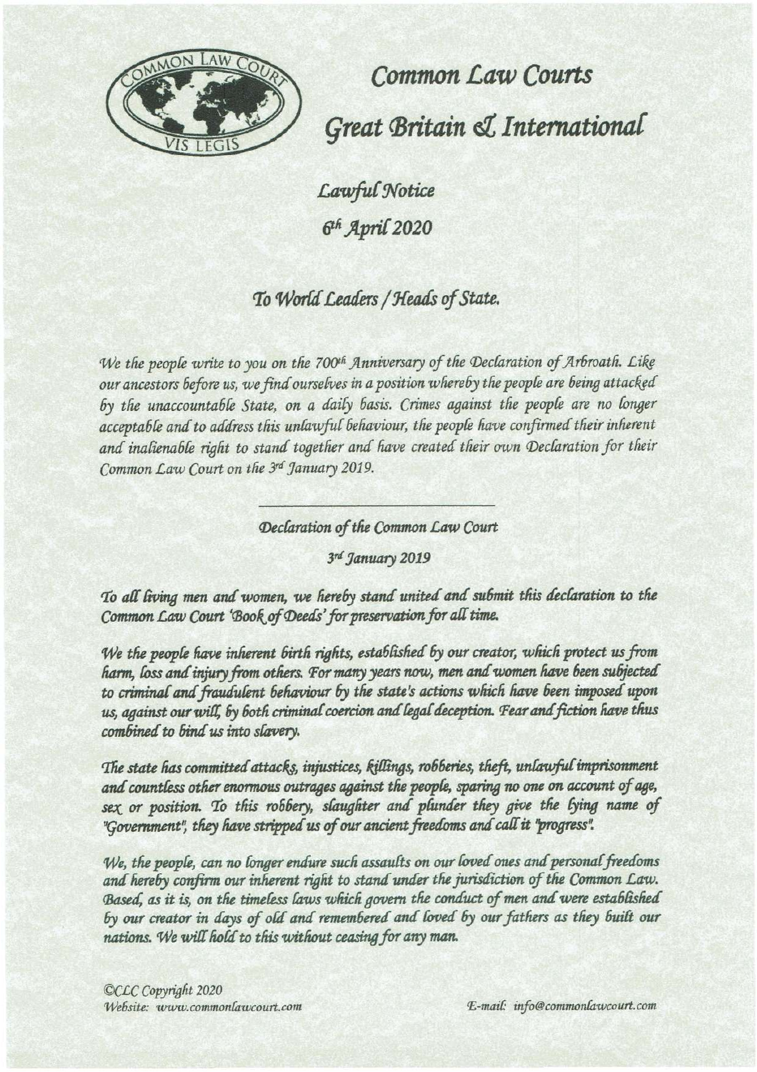# Common Law Courts

# Great Britain & International

## Lawful Notice

## 6th April 2020

### To World Leaders / Heads of State.

*We the people write to you on the 700th Anniversary of the Declaration of Arbroath. Like our ancestors before us, we find ourselves in a position whereby the people are being attacked by the unaccountable State, on a daily basis. Crimes against the people are no longer acceptable and to address this unlawful behaviour, the people have confirmed their inherent and inalienable right to stand together and have created their own Declaration for their Common Law Court on the 3rd January 2019.*

---

*Declaration of the Common Law Court*

*3rd January 2019*

*To all living men and women, we hereby stand united and submit this declaration to the Common Law Court 'Book of Deeds' for preservation for all time.*

*We the people have inherent birth rights, established by our creator, which protect us from harm, loss and injury from others. For many years now, men and women have been subjected to criminal and fraudulent behaviour by the state's actions which have been imposed upon us, against our will, by both criminal coercion and legal deception. Fear and fiction have thus combined to bind us into slavery.*

*The state has committed attacks, injustices, killings, robberies, theft, unlawful imprisonment and countless other enormous outrages against the people, sparing no one on account of age, sex or position. To this robbery, slaughter and plunder they give the lying name of "Government", they have stripped us of our ancient freedoms and call it "progress".*

*We, the people, can no longer endure such assaults on our loved ones and personal freedoms and hereby confirm our inherent right to stand under the jurisdiction of the Common Law. Based, as it is, on the timeless laws which govern the conduct of men and were established by our creator in days of old and remembered and loved by our fathers as they built our nations. We will hold to this without ceasing for any man.*

©CLC Copyright 2020
Website: www.commonlawcourt.com
E-mail: info@commonlawcourt.com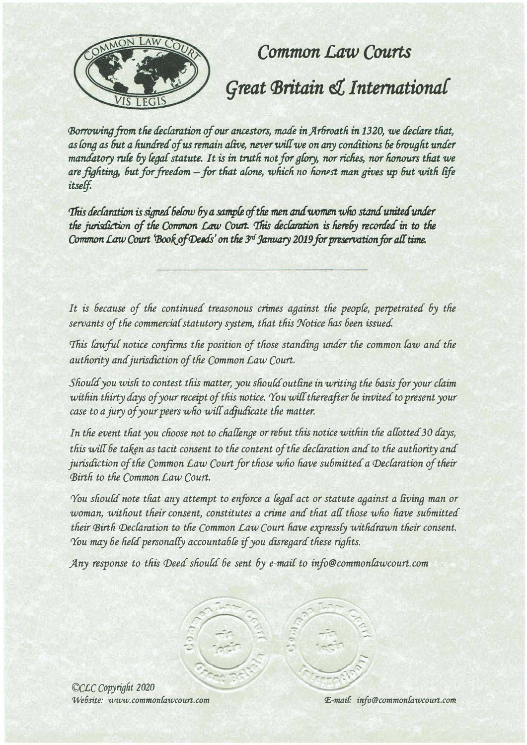# Common Law Courts

## Great Britain & International

*Borrowing from the declaration of our ancestors, made in Arbroath in 1320, we declare that, as long as but a hundred of us remain alive, never will we on any conditions be brought under mandatory rule by legal statute. It is in truth not for glory, nor riches, nor honours that we are fighting, but for freedom – for that alone, which no honest man gives up but with life itself.*

***This declaration is signed below by a sample of the men and women who stand united under the jurisdiction of the Common Law Court. This declaration is hereby recorded in to the Common Law Court 'Book of Deeds' on the 3rd January 2019 for preservation for all time.***

---

*It is because of the continued treasonous crimes against the people, perpetrated by the servants of the commercial statutory system, that this Notice has been issued.*

*This lawful notice confirms the position of those standing under the common law and the authority and jurisdiction of the Common Law Court.*

*Should you wish to contest this matter, you should outline in writing the basis for your claim within thirty days of your receipt of this notice. You will thereafter be invited to present your case to a jury of your peers who will adjudicate the matter.*

*In the event that you choose not to challenge or rebut this notice within the allotted 30 days, this will be taken as tacit consent to the content of the declaration and to the authority and jurisdiction of the Common Law Court for those who have submitted a Declaration of their Birth to the Common Law Court.*

*You should note that any attempt to enforce a legal act or statute against a living man or woman, without their consent, constitutes a crime and that all those who have submitted their Birth Declaration to the Common Law Court have expressly withdrawn their consent. You may be held personally accountable if you disregard these rights.*

*Any response to this Deed should be sent by e-mail to info@commonlawcourt.com*

*©CLC Copyright 2020*
*Website: www.commonlawcourt.com*
*E-mail: info@commonlawcourt.com*